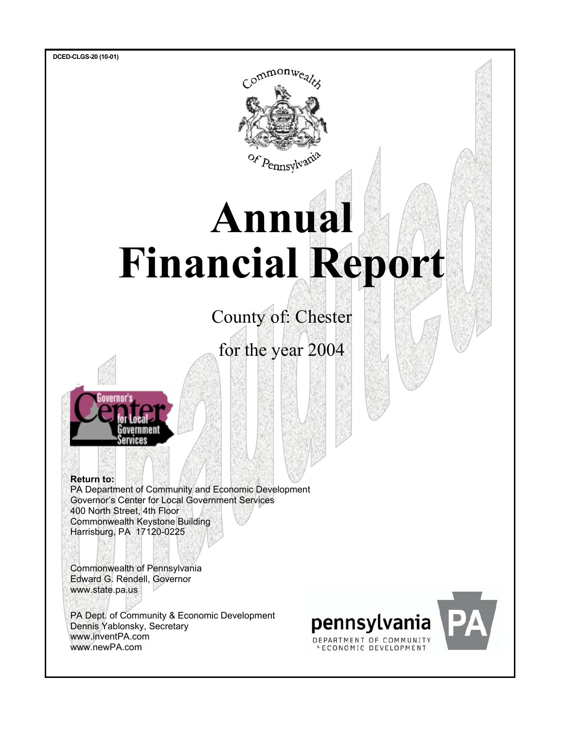DCED-CLGS-20 (10-01)

Commonwealth of Pennsylvania

# Annual Financial Report

County of: Chester

for the year 2004

Unaudited

Governor's Center for Local Government Services

**Return to:**
PA Department of Community and Economic Development
Governor's Center for Local Government Services
400 North Street, 4th Floor
Commonwealth Keystone Building
Harrisburg, PA 17120-0225

Commonwealth of Pennsylvania
Edward G. Rendell, Governor
www.state.pa.us

PA Dept. of Community & Economic Development
Dennis Yablonsky, Secretary
www.inventPA.com
www.newPA.com

pennsylvania
DEPARTMENT OF COMMUNITY & ECONOMIC DEVELOPMENT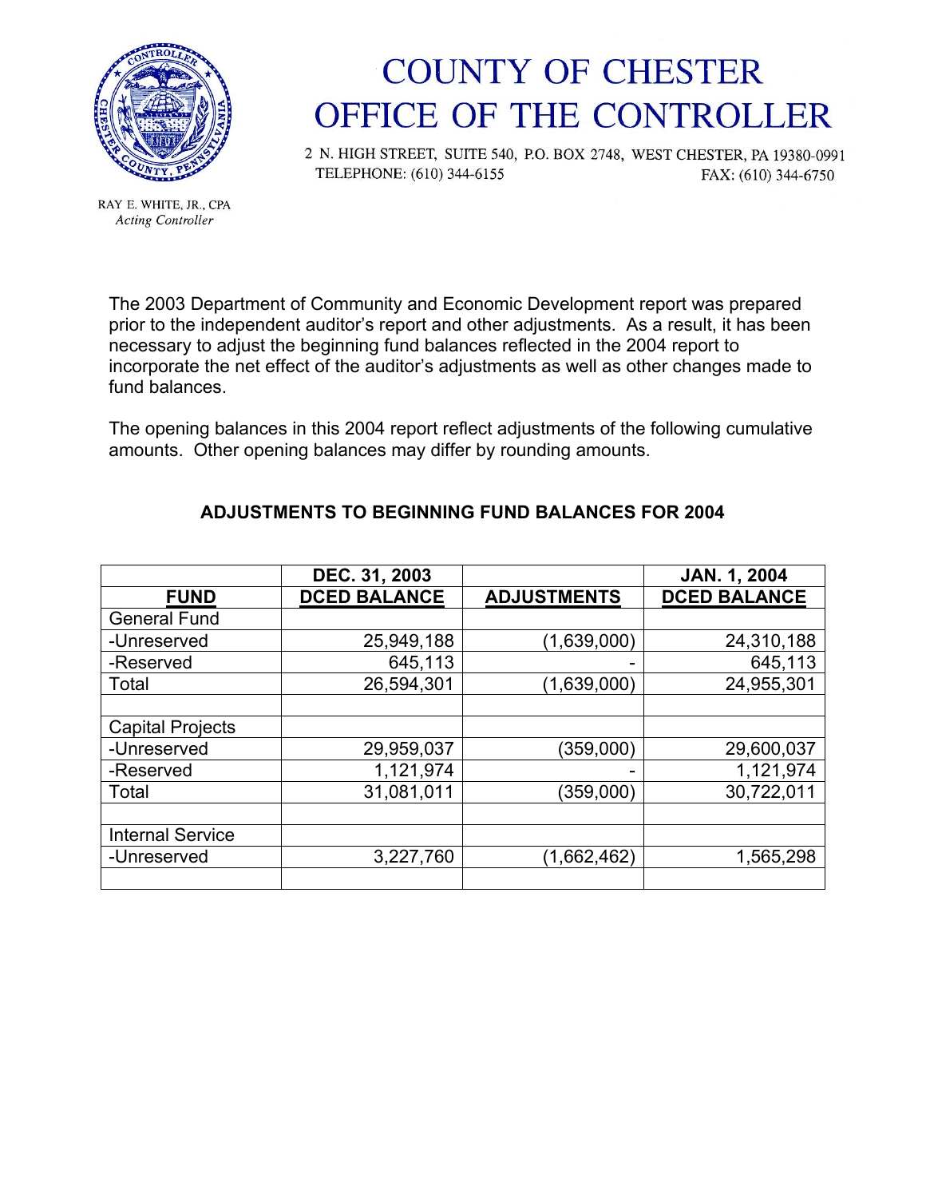# COUNTY OF CHESTER
# OFFICE OF THE CONTROLLER

2 N. HIGH STREET, SUITE 540, P.O. BOX 2748, WEST CHESTER, PA 19380-0991
TELEPHONE: (610) 344-6155 FAX: (610) 344-6750

RAY E. WHITE, JR., CPA
*Acting Controller*

The 2003 Department of Community and Economic Development report was prepared prior to the independent auditor's report and other adjustments. As a result, it has been necessary to adjust the beginning fund balances reflected in the 2004 report to incorporate the net effect of the auditor's adjustments as well as other changes made to fund balances.

The opening balances in this 2004 report reflect adjustments of the following cumulative amounts. Other opening balances may differ by rounding amounts.

## ADJUSTMENTS TO BEGINNING FUND BALANCES FOR 2004

| | DEC. 31, 2003 | | JAN. 1, 2004 |
|---|---|---|---|
| **FUND** | **DCED BALANCE** | **ADJUSTMENTS** | **DCED BALANCE** |
| General Fund | | | |
| -Unreserved | 25,949,188 | (1,639,000) | 24,310,188 |
| -Reserved | 645,113 | - | 645,113 |
| Total | 26,594,301 | (1,639,000) | 24,955,301 |
| | | | |
| Capital Projects | | | |
| -Unreserved | 29,959,037 | (359,000) | 29,600,037 |
| -Reserved | 1,121,974 | - | 1,121,974 |
| Total | 31,081,011 | (359,000) | 30,722,011 |
| | | | |
| Internal Service | | | |
| -Unreserved | 3,227,760 | (1,662,462) | 1,565,298 |
| | | | |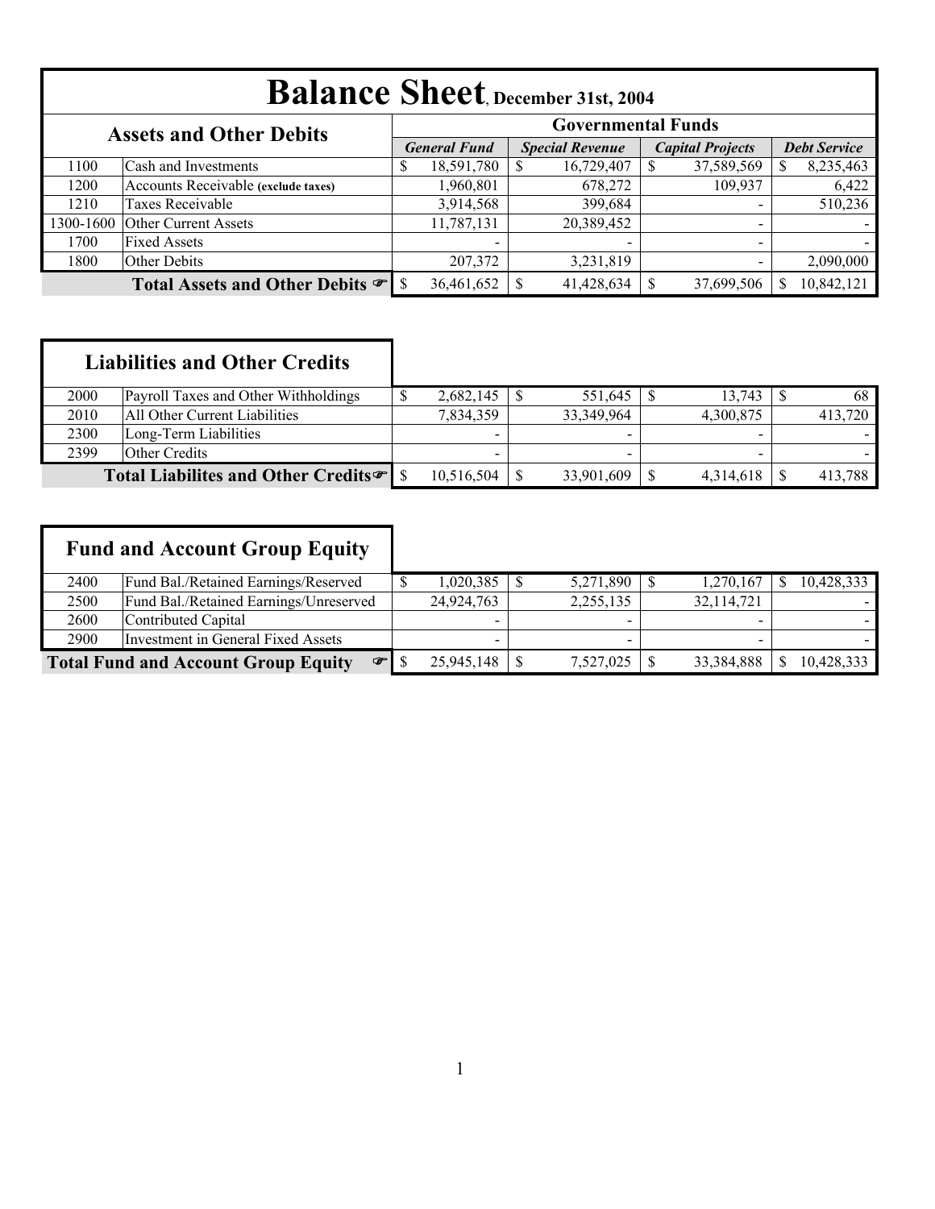# Balance Sheet, December 31st, 2004

| Assets and Other Debits | | Governmental Funds | | | |
|---|---|---|---|---|---|
| | | *General Fund* | *Special Revenue* | *Capital Projects* | *Debt Service* |
| 1100 | Cash and Investments | $ 18,591,780 | $ 16,729,407 | $ 37,589,569 | $ 8,235,463 |
| 1200 | Accounts Receivable **(exclude taxes)** | 1,960,801 | 678,272 | 109,937 | 6,422 |
| 1210 | Taxes Receivable | 3,914,568 | 399,684 | - | 510,236 |
| 1300-1600 | Other Current Assets | 11,787,131 | 20,389,452 | - | - |
| 1700 | Fixed Assets | - | - | - | - |
| 1800 | Other Debits | 207,372 | 3,231,819 | - | 2,090,000 |
| | **Total Assets and Other Debits** ☞ | $ 36,461,652 | $ 41,428,634 | $ 37,699,506 | $ 10,842,121 |

| Liabilities and Other Credits | | | | | |
|---|---|---|---|---|---|
| 2000 | Payroll Taxes and Other Withholdings | $ 2,682,145 | $ 551,645 | $ 13,743 | $ 68 |
| 2010 | All Other Current Liabilities | 7,834,359 | 33,349,964 | 4,300,875 | 413,720 |
| 2300 | Long-Term Liabilities | - | - | - | - |
| 2399 | Other Credits | - | - | - | - |
| | **Total Liabilites and Other Credits** ☞ | $ 10,516,504 | $ 33,901,609 | $ 4,314,618 | $ 413,788 |

| Fund and Account Group Equity | | | | | |
|---|---|---|---|---|---|
| 2400 | Fund Bal./Retained Earnings/Reserved | $ 1,020,385 | $ 5,271,890 | $ 1,270,167 | $ 10,428,333 |
| 2500 | Fund Bal./Retained Earnings/Unreserved | 24,924,763 | 2,255,135 | 32,114,721 | - |
| 2600 | Contributed Capital | - | - | - | - |
| 2900 | Investment in General Fixed Assets | - | - | - | - |
| | **Total Fund and Account Group Equity** ☞ | $ 25,945,148 | $ 7,527,025 | $ 33,384,888 | $ 10,428,333 |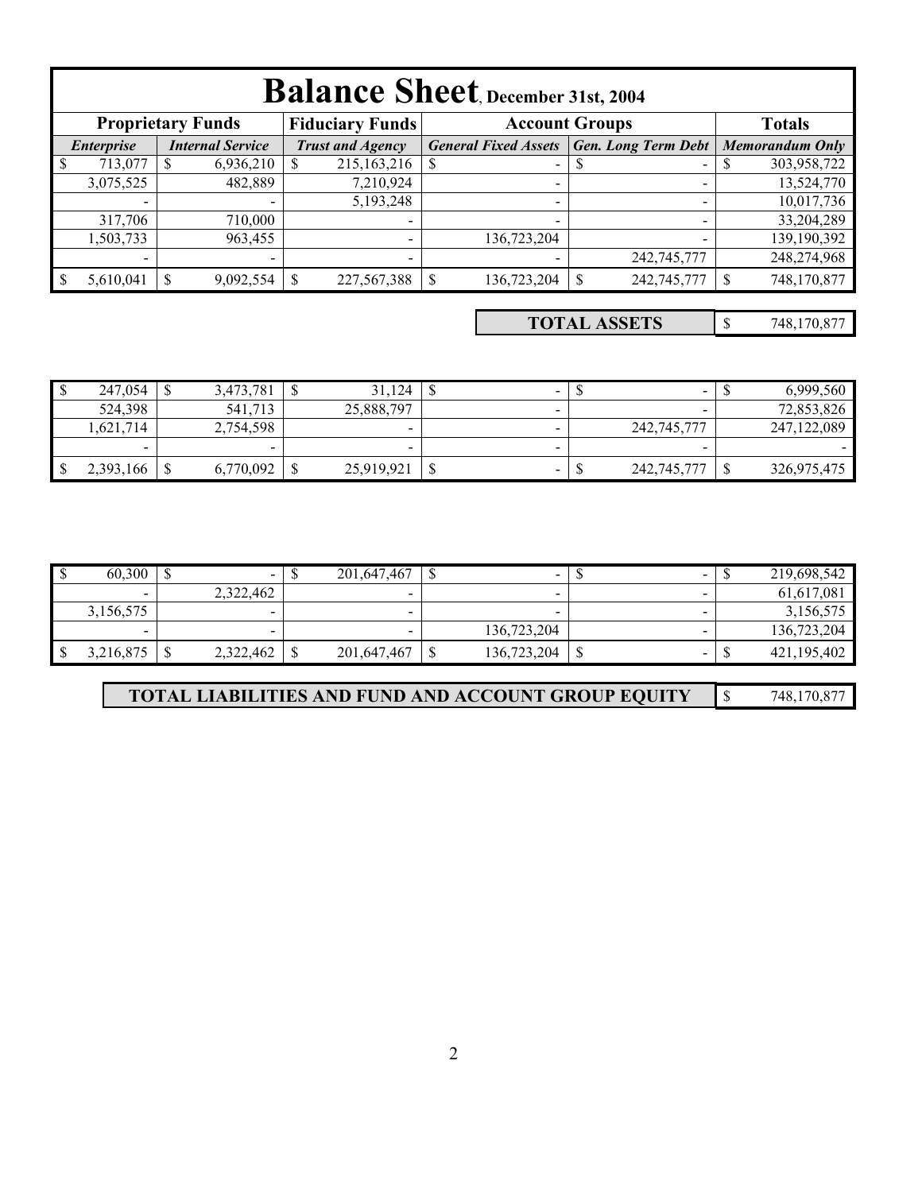# Balance Sheet, December 31st, 2004

| Proprietary Funds | | Fiduciary Funds | Account Groups | | Totals |
|---|---|---|---|---|---|
| *Enterprise* | *Internal Service* | *Trust and Agency* | *General Fixed Assets* | *Gen. Long Term Debt* | *Memorandum Only* |
| $ 713,077 | $ 6,936,210 | $ 215,163,216 | $ - | $ - | $ 303,958,722 |
| 3,075,525 | 482,889 | 7,210,924 | - | - | 13,524,770 |
| - | - | 5,193,248 | - | - | 10,017,736 |
| 317,706 | 710,000 | - | - | - | 33,204,289 |
| 1,503,733 | 963,455 | - | 136,723,204 | - | 139,190,392 |
| - | - | - | - | 242,745,777 | 248,274,968 |
| $ 5,610,041 | $ 9,092,554 | $ 227,567,388 | $ 136,723,204 | $ 242,745,777 | $ 748,170,877 |

| | |
|---|---|
| **TOTAL ASSETS** | $ 748,170,877 |

| Enterprise | Internal Service | Trust and Agency | General Fixed Assets | Gen. Long Term Debt | Memorandum Only |
|---|---|---|---|---|---|
| $ 247,054 | $ 3,473,781 | $ 31,124 | $ - | $ - | $ 6,999,560 |
| 524,398 | 541,713 | 25,888,797 | - | - | 72,853,826 |
| 1,621,714 | 2,754,598 | - | - | 242,745,777 | 247,122,089 |
| - | - | - | - | - | - |
| $ 2,393,166 | $ 6,770,092 | $ 25,919,921 | $ - | $ 242,745,777 | $ 326,975,475 |

| Enterprise | Internal Service | Trust and Agency | General Fixed Assets | Gen. Long Term Debt | Memorandum Only |
|---|---|---|---|---|---|
| $ 60,300 | $ - | $ 201,647,467 | $ - | $ - | $ 219,698,542 |
| - | 2,322,462 | - | - | - | 61,617,081 |
| 3,156,575 | - | - | - | - | 3,156,575 |
| - | - | - | 136,723,204 | - | 136,723,204 |
| $ 3,216,875 | $ 2,322,462 | $ 201,647,467 | $ 136,723,204 | $ - | $ 421,195,402 |

| | |
|---|---|
| **TOTAL LIABILITIES AND FUND AND ACCOUNT GROUP EQUITY** | $ 748,170,877 |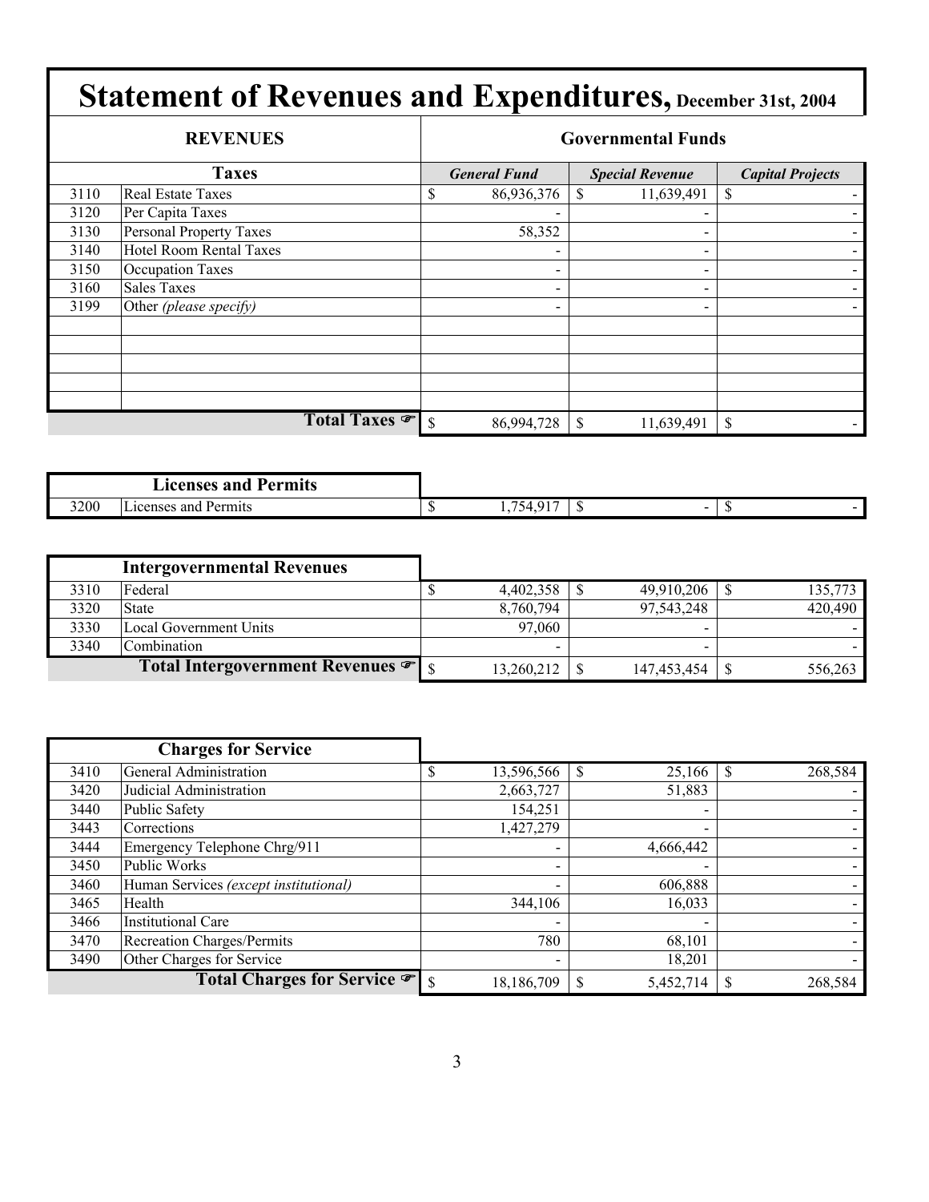# Statement of Revenues and Expenditures, December 31st, 2004

| REVENUES | | Governmental Funds | | |
|---|---|---|---|---|
| **Taxes** | | ***General Fund*** | ***Special Revenue*** | ***Capital Projects*** |
| 3110 | Real Estate Taxes | $ 86,936,376 | $ 11,639,491 | $ - |
| 3120 | Per Capita Taxes | - | - | - |
| 3130 | Personal Property Taxes | 58,352 | - | - |
| 3140 | Hotel Room Rental Taxes | - | - | - |
| 3150 | Occupation Taxes | - | - | - |
| 3160 | Sales Taxes | - | - | - |
| 3199 | Other *(please specify)* | - | - | - |
| | | | | |
| | | | | |
| | | | | |
| | | | | |
| | | | | |
| | **Total Taxes** ☞ | $ 86,994,728 | $ 11,639,491 | $ - |

| **Licenses and Permits** | | | | |
|---|---|---|---|---|
| 3200 | Licenses and Permits | $ 1,754,917 | $ - | $ - |

| **Intergovernmental Revenues** | | | | |
|---|---|---|---|---|
| 3310 | Federal | $ 4,402,358 | $ 49,910,206 | $ 135,773 |
| 3320 | State | 8,760,794 | 97,543,248 | 420,490 |
| 3330 | Local Government Units | 97,060 | - | - |
| 3340 | Combination | - | - | - |
| | **Total Intergovernment Revenues** ☞ | $ 13,260,212 | $ 147,453,454 | $ 556,263 |

| **Charges for Service** | | | | |
|---|---|---|---|---|
| 3410 | General Administration | $ 13,596,566 | $ 25,166 | $ 268,584 |
| 3420 | Judicial Administration | 2,663,727 | 51,883 | - |
| 3440 | Public Safety | 154,251 | - | - |
| 3443 | Corrections | 1,427,279 | - | - |
| 3444 | Emergency Telephone Chrg/911 | - | 4,666,442 | - |
| 3450 | Public Works | - | - | - |
| 3460 | Human Services *(except institutional)* | - | 606,888 | - |
| 3465 | Health | 344,106 | 16,033 | - |
| 3466 | Institutional Care | - | - | - |
| 3470 | Recreation Charges/Permits | 780 | 68,101 | - |
| 3490 | Other Charges for Service | - | 18,201 | - |
| | **Total Charges for Service** ☞ | $ 18,186,709 | $ 5,452,714 | $ 268,584 |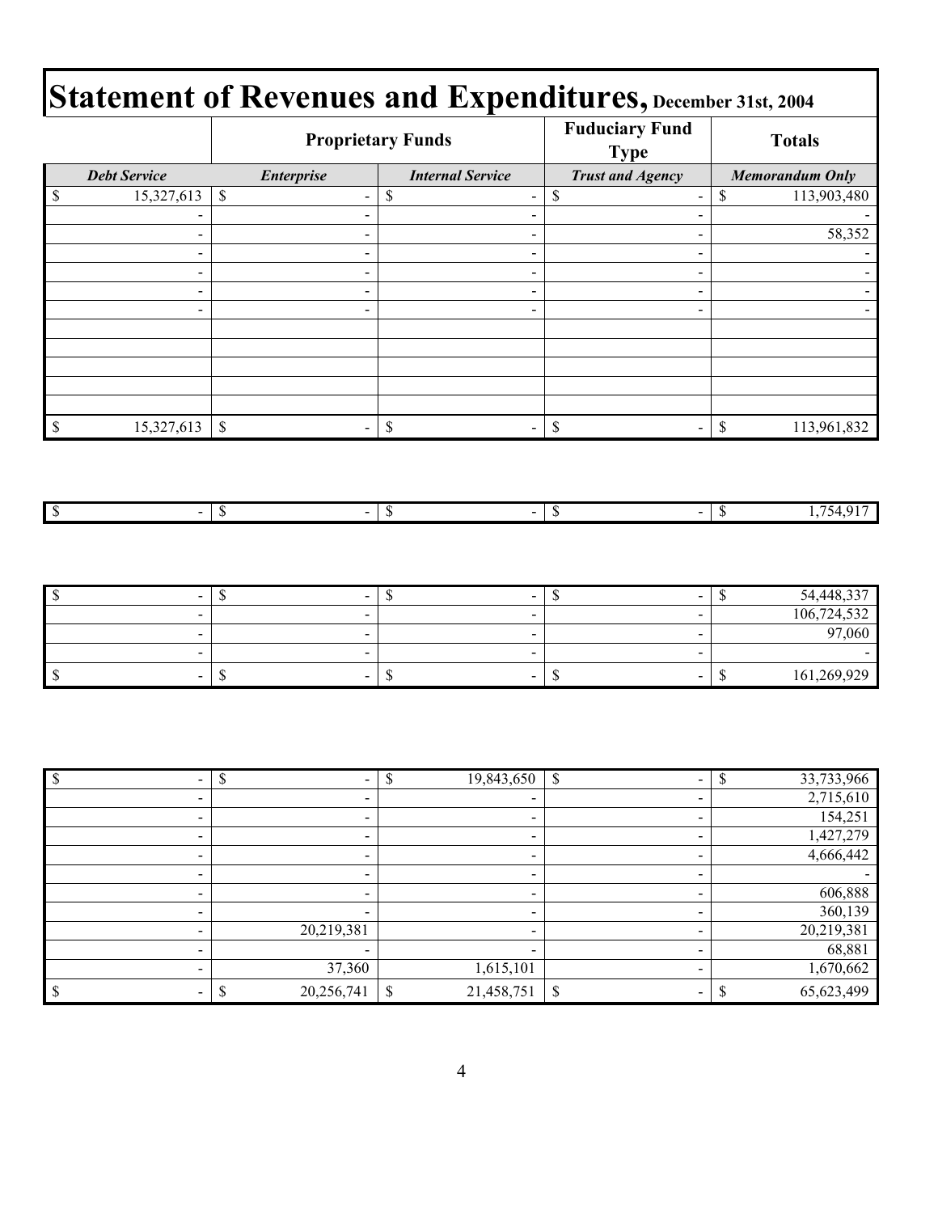# Statement of Revenues and Expenditures, December 31st, 2004

| | Proprietary Funds | | Fuduciary Fund Type | Totals |
|---|---|---|---|---|
| *Debt Service* | *Enterprise* | *Internal Service* | *Trust and Agency* | *Memorandum Only* |
| $ 15,327,613 | $ - | $ - | $ - | $ 113,903,480 |
| - | - | - | - | - |
| - | - | - | - | 58,352 |
| - | - | - | - | - |
| - | - | - | - | - |
| - | - | - | - | - |
| - | - | - | - | - |
| | | | | |
| | | | | |
| | | | | |
| | | | | |
| | | | | |
| $ 15,327,613 | $ - | $ - | $ - | $ 113,961,832 |

| | | | | |
|---|---|---|---|---|
| $ - | $ - | $ - | $ - | $ 1,754,917 |

| | | | | |
|---|---|---|---|---|
| $ - | $ - | $ - | $ - | $ 54,448,337 |
| - | - | - | - | 106,724,532 |
| - | - | - | - | 97,060 |
| - | - | - | - | - |
| $ - | $ - | $ - | $ - | $ 161,269,929 |

| | | | | |
|---|---|---|---|---|
| $ - | $ - | $ 19,843,650 | $ - | $ 33,733,966 |
| - | - | - | - | 2,715,610 |
| - | - | - | - | 154,251 |
| - | - | - | - | 1,427,279 |
| - | - | - | - | 4,666,442 |
| - | - | - | - | - |
| - | - | - | - | 606,888 |
| - | - | - | - | 360,139 |
| - | 20,219,381 | - | - | 20,219,381 |
| - | - | - | - | 68,881 |
| - | 37,360 | 1,615,101 | - | 1,670,662 |
| $ - | $ 20,256,741 | $ 21,458,751 | $ - | $ 65,623,499 |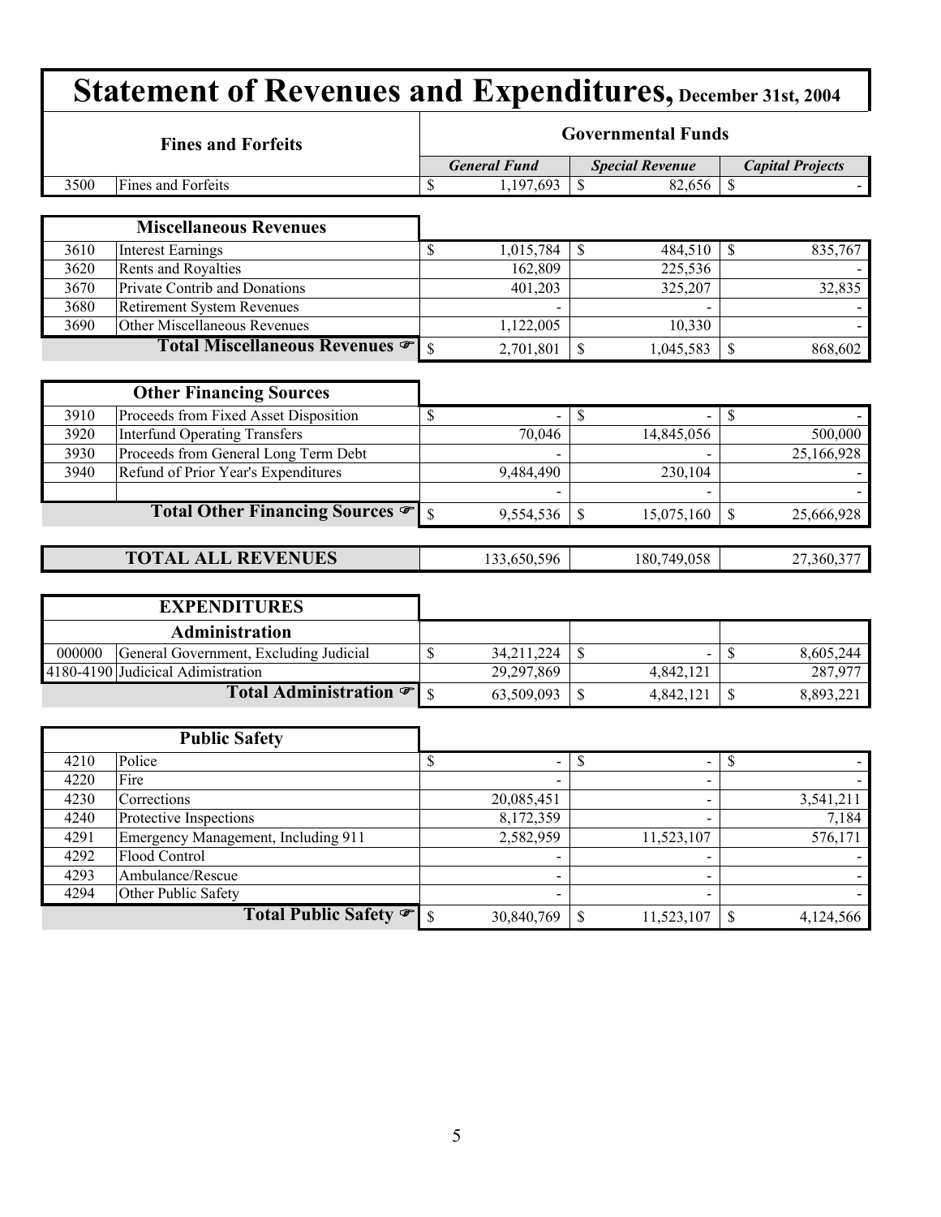# Statement of Revenues and Expenditures, December 31st, 2004

| | Fines and Forfeits | Governmental Funds | | |
|---|---|---|---|---|
| | | *General Fund* | *Special Revenue* | *Capital Projects* |
| 3500 | Fines and Forfeits | $ 1,197,693 | $ 82,656 | $ - |

| | Miscellaneous Revenues | | | |
|---|---|---|---|---|
| 3610 | Interest Earnings | $ 1,015,784 | $ 484,510 | $ 835,767 |
| 3620 | Rents and Royalties | 162,809 | 225,536 | - |
| 3670 | Private Contrib and Donations | 401,203 | 325,207 | 32,835 |
| 3680 | Retirement System Revenues | - | - | - |
| 3690 | Other Miscellaneous Revenues | 1,122,005 | 10,330 | - |
| | **Total Miscellaneous Revenues** ☞ | $ 2,701,801 | $ 1,045,583 | $ 868,602 |

| | Other Financing Sources | | | |
|---|---|---|---|---|
| 3910 | Proceeds from Fixed Asset Disposition | $ - | $ - | $ - |
| 3920 | Interfund Operating Transfers | 70,046 | 14,845,056 | 500,000 |
| 3930 | Proceeds from General Long Term Debt | - | - | 25,166,928 |
| 3940 | Refund of Prior Year's Expenditures | 9,484,490 | 230,104 | - |
| | | - | - | - |
| | **Total Other Financing Sources** ☞ | $ 9,554,536 | $ 15,075,160 | $ 25,666,928 |

| | TOTAL ALL REVENUES | 133,650,596 | 180,749,058 | 27,360,377 |
|---|---|---|---|---|

| | EXPENDITURES | | | |
|---|---|---|---|---|
| | **Administration** | | | |
| 000000 | General Government, Excluding Judicial | $ 34,211,224 | $ - | $ 8,605,244 |
| 4180-4190 | Judicical Adimistration | 29,297,869 | 4,842,121 | 287,977 |
| | **Total Administration** ☞ | $ 63,509,093 | $ 4,842,121 | $ 8,893,221 |

| | Public Safety | | | |
|---|---|---|---|---|
| 4210 | Police | $ - | $ - | $ - |
| 4220 | Fire | - | - | - |
| 4230 | Corrections | 20,085,451 | - | 3,541,211 |
| 4240 | Protective Inspections | 8,172,359 | - | 7,184 |
| 4291 | Emergency Management, Including 911 | 2,582,959 | 11,523,107 | 576,171 |
| 4292 | Flood Control | - | - | - |
| 4293 | Ambulance/Rescue | - | - | - |
| 4294 | Other Public Safety | - | - | - |
| | **Total Public Safety** ☞ | $ 30,840,769 | $ 11,523,107 | $ 4,124,566 |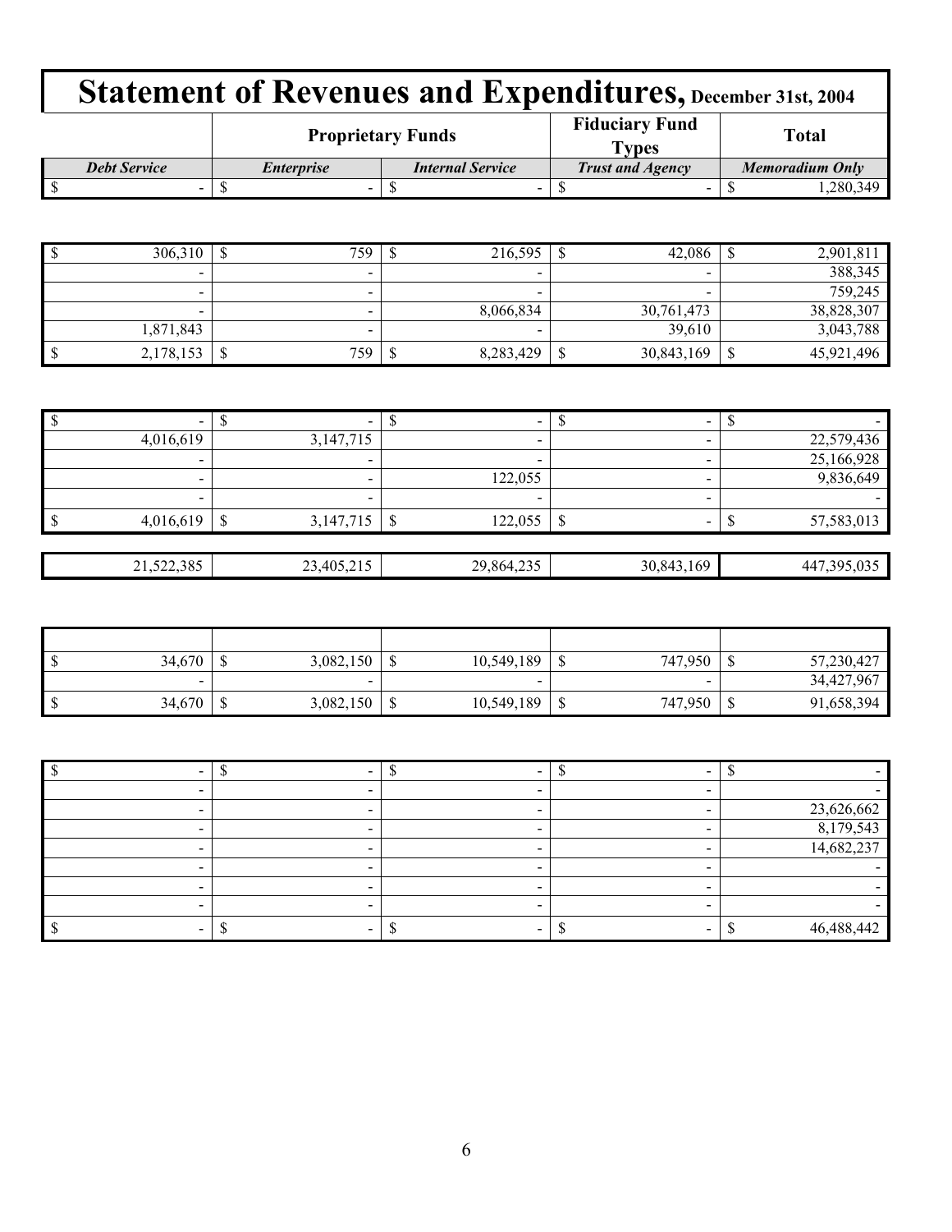# Statement of Revenues and Expenditures, December 31st, 2004

| | Proprietary Funds | | Fiduciary Fund Types | Total |
|---|---|---|---|---|
| *Debt Service* | *Enterprise* | *Internal Service* | *Trust and Agency* | *Memoradium Only* |
| $ - | $ - | $ - | $ - | $ 1,280,349 |

| | | | | |
|---|---|---|---|---|
| $ 306,310 | $ 759 | $ 216,595 | $ 42,086 | $ 2,901,811 |
| - | - | - | - | 388,345 |
| - | - | - | - | 759,245 |
| - | - | 8,066,834 | 30,761,473 | 38,828,307 |
| 1,871,843 | - | - | 39,610 | 3,043,788 |
| $ 2,178,153 | $ 759 | $ 8,283,429 | $ 30,843,169 | $ 45,921,496 |

| | | | | |
|---|---|---|---|---|
| $ - | $ - | $ - | $ - | $ - |
| 4,016,619 | 3,147,715 | - | - | 22,579,436 |
| - | - | - | - | 25,166,928 |
| - | - | 122,055 | - | 9,836,649 |
| - | - | - | - | - |
| $ 4,016,619 | $ 3,147,715 | $ 122,055 | $ - | $ 57,583,013 |

| | | | | |
|---|---|---|---|---|
| 21,522,385 | 23,405,215 | 29,864,235 | 30,843,169 | 447,395,035 |

| | | | | |
|---|---|---|---|---|
| | | | | |
| $ 34,670 | $ 3,082,150 | $ 10,549,189 | $ 747,950 | $ 57,230,427 |
| - | - | - | - | 34,427,967 |
| $ 34,670 | $ 3,082,150 | $ 10,549,189 | $ 747,950 | $ 91,658,394 |

| | | | | |
|---|---|---|---|---|
| $ - | $ - | $ - | $ - | $ - |
| - | - | - | - | - |
| - | - | - | - | 23,626,662 |
| - | - | - | - | 8,179,543 |
| - | - | - | - | 14,682,237 |
| - | - | - | - | - |
| - | - | - | - | - |
| - | - | - | - | - |
| $ - | $ - | $ - | $ - | $ 46,488,442 |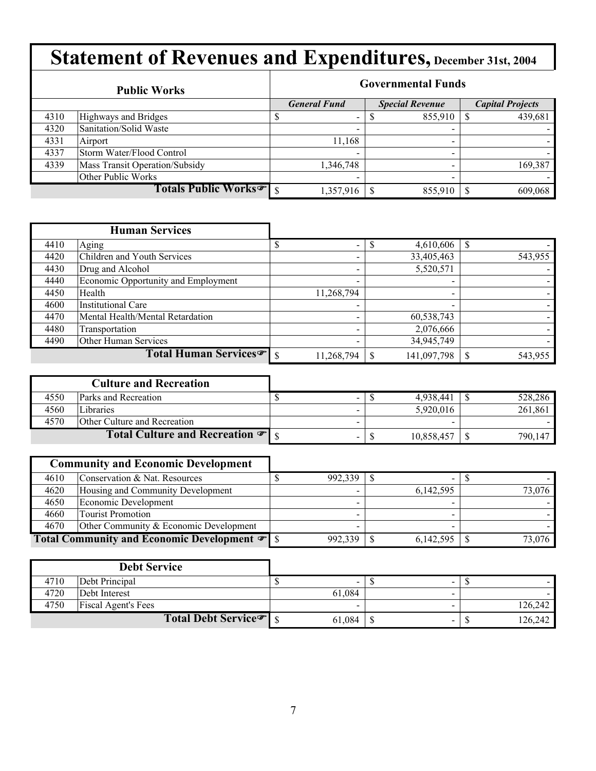# Statement of Revenues and Expenditures, December 31st, 2004

| Public Works | | Governmental Funds | | |
|---|---|---|---|---|
| | | *General Fund* | *Special Revenue* | *Capital Projects* |
| 4310 | Highways and Bridges | $ - | $ 855,910 | $ 439,681 |
| 4320 | Sanitation/Solid Waste | - | - | - |
| 4331 | Airport | 11,168 | - | - |
| 4337 | Storm Water/Flood Control | - | - | - |
| 4339 | Mass Transit Operation/Subsidy | 1,346,748 | - | 169,387 |
| | Other Public Works | - | - | - |
| | **Totals Public Works** | $ 1,357,916 | $ 855,910 | $ 609,068 |

| Human Services | | General Fund | Special Revenue | Capital Projects |
|---|---|---|---|---|
| 4410 | Aging | $ - | $ 4,610,606 | $ - |
| 4420 | Children and Youth Services | - | 33,405,463 | 543,955 |
| 4430 | Drug and Alcohol | - | 5,520,571 | - |
| 4440 | Economic Opportunity and Employment | - | - | - |
| 4450 | Health | 11,268,794 | - | - |
| 4600 | Institutional Care | - | - | - |
| 4470 | Mental Health/Mental Retardation | - | 60,538,743 | - |
| 4480 | Transportation | - | 2,076,666 | - |
| 4490 | Other Human Services | - | 34,945,749 | - |
| | **Total Human Services** | $ 11,268,794 | $ 141,097,798 | $ 543,955 |

| Culture and Recreation | | General Fund | Special Revenue | Capital Projects |
|---|---|---|---|---|
| 4550 | Parks and Recreation | $ - | $ 4,938,441 | $ 528,286 |
| 4560 | Libraries | - | 5,920,016 | 261,861 |
| 4570 | Other Culture and Recreation | - | - | - |
| | **Total Culture and Recreation** | $ - | $ 10,858,457 | $ 790,147 |

| Community and Economic Development | | General Fund | Special Revenue | Capital Projects |
|---|---|---|---|---|
| 4610 | Conservation & Nat. Resources | $ 992,339 | $ - | $ - |
| 4620 | Housing and Community Development | - | 6,142,595 | 73,076 |
| 4650 | Economic Development | - | - | - |
| 4660 | Tourist Promotion | - | - | - |
| 4670 | Other Community & Economic Development | - | - | - |
| | **Total Community and Economic Development** | $ 992,339 | $ 6,142,595 | $ 73,076 |

| Debt Service | | General Fund | Special Revenue | Capital Projects |
|---|---|---|---|---|
| 4710 | Debt Principal | $ - | $ - | $ - |
| 4720 | Debt Interest | 61,084 | - | - |
| 4750 | Fiscal Agent's Fees | - | - | 126,242 |
| | **Total Debt Service** | $ 61,084 | $ - | $ 126,242 |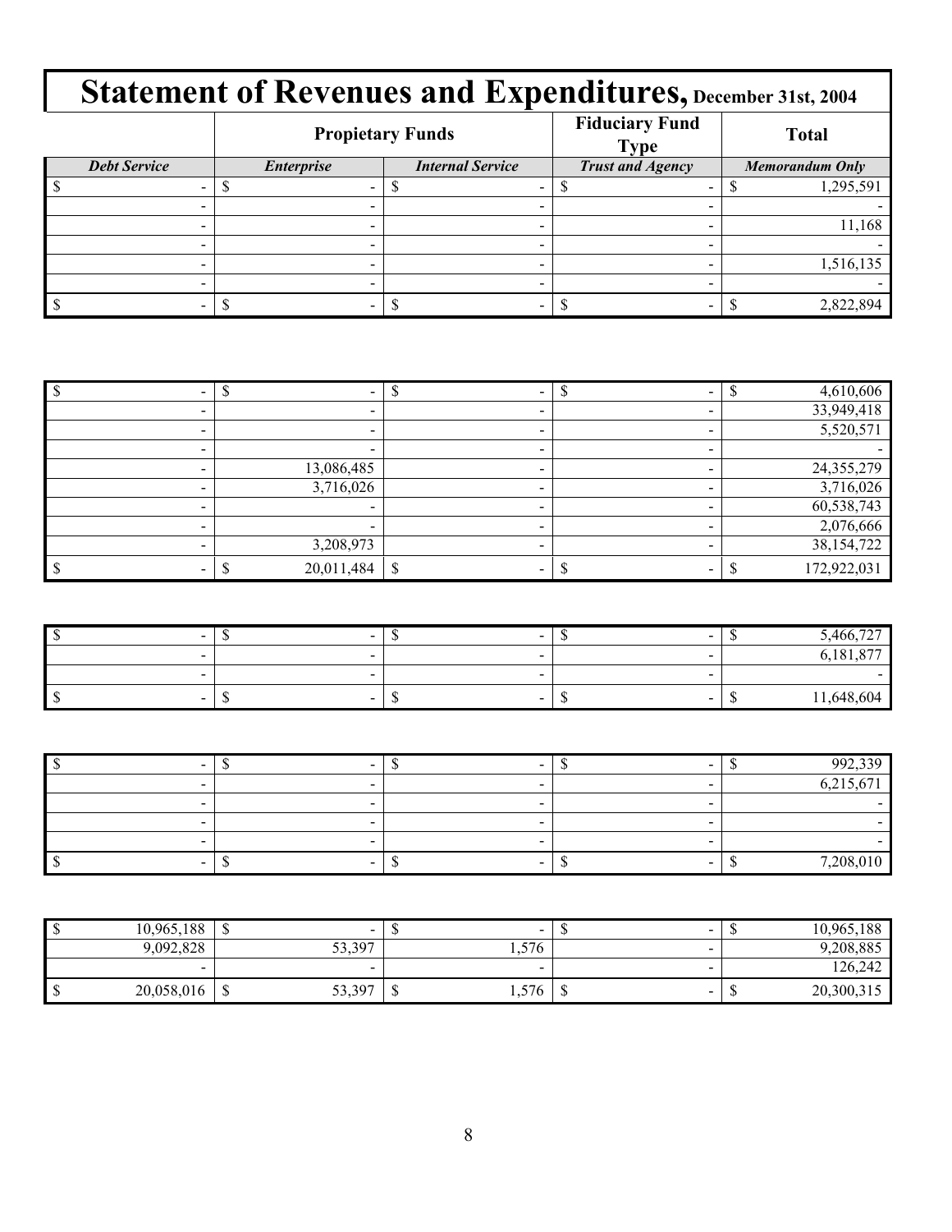# Statement of Revenues and Expenditures, December 31st, 2004

| | Propietary Funds | | Fiduciary Fund Type | Total |
|---|---|---|---|---|
| *Debt Service* | *Enterprise* | *Internal Service* | *Trust and Agency* | *Memorandum Only* |
| $ - | $ - | $ - | $ - | $ 1,295,591 |
| - | - | - | - | - |
| - | - | - | - | 11,168 |
| - | - | - | - | - |
| - | - | - | - | 1,516,135 |
| - | - | - | - | - |
| $ - | $ - | $ - | $ - | $ 2,822,894 |

| Debt Service | Enterprise | Internal Service | Trust and Agency | Memorandum Only |
|---|---|---|---|---|
| $ - | $ - | $ - | $ - | $ 4,610,606 |
| - | - | - | - | 33,949,418 |
| - | - | - | - | 5,520,571 |
| - | - | - | - | - |
| - | 13,086,485 | - | - | 24,355,279 |
| - | 3,716,026 | - | - | 3,716,026 |
| - | - | - | - | 60,538,743 |
| - | - | - | - | 2,076,666 |
| - | 3,208,973 | - | - | 38,154,722 |
| $ - | $ 20,011,484 | $ - | $ - | $ 172,922,031 |

| Debt Service | Enterprise | Internal Service | Trust and Agency | Memorandum Only |
|---|---|---|---|---|
| $ - | $ - | $ - | $ - | $ 5,466,727 |
| - | - | - | - | 6,181,877 |
| - | - | - | - | - |
| $ - | $ - | $ - | $ - | $ 11,648,604 |

| Debt Service | Enterprise | Internal Service | Trust and Agency | Memorandum Only |
|---|---|---|---|---|
| $ - | $ - | $ - | $ - | $ 992,339 |
| - | - | - | - | 6,215,671 |
| - | - | - | - | - |
| - | - | - | - | - |
| - | - | - | - | - |
| $ - | $ - | $ - | $ - | $ 7,208,010 |

| Debt Service | Enterprise | Internal Service | Trust and Agency | Memorandum Only |
|---|---|---|---|---|
| $ 10,965,188 | $ - | $ - | $ - | $ 10,965,188 |
| 9,092,828 | 53,397 | 1,576 | - | 9,208,885 |
| - | - | - | - | 126,242 |
| $ 20,058,016 | $ 53,397 | $ 1,576 | $ - | $ 20,300,315 |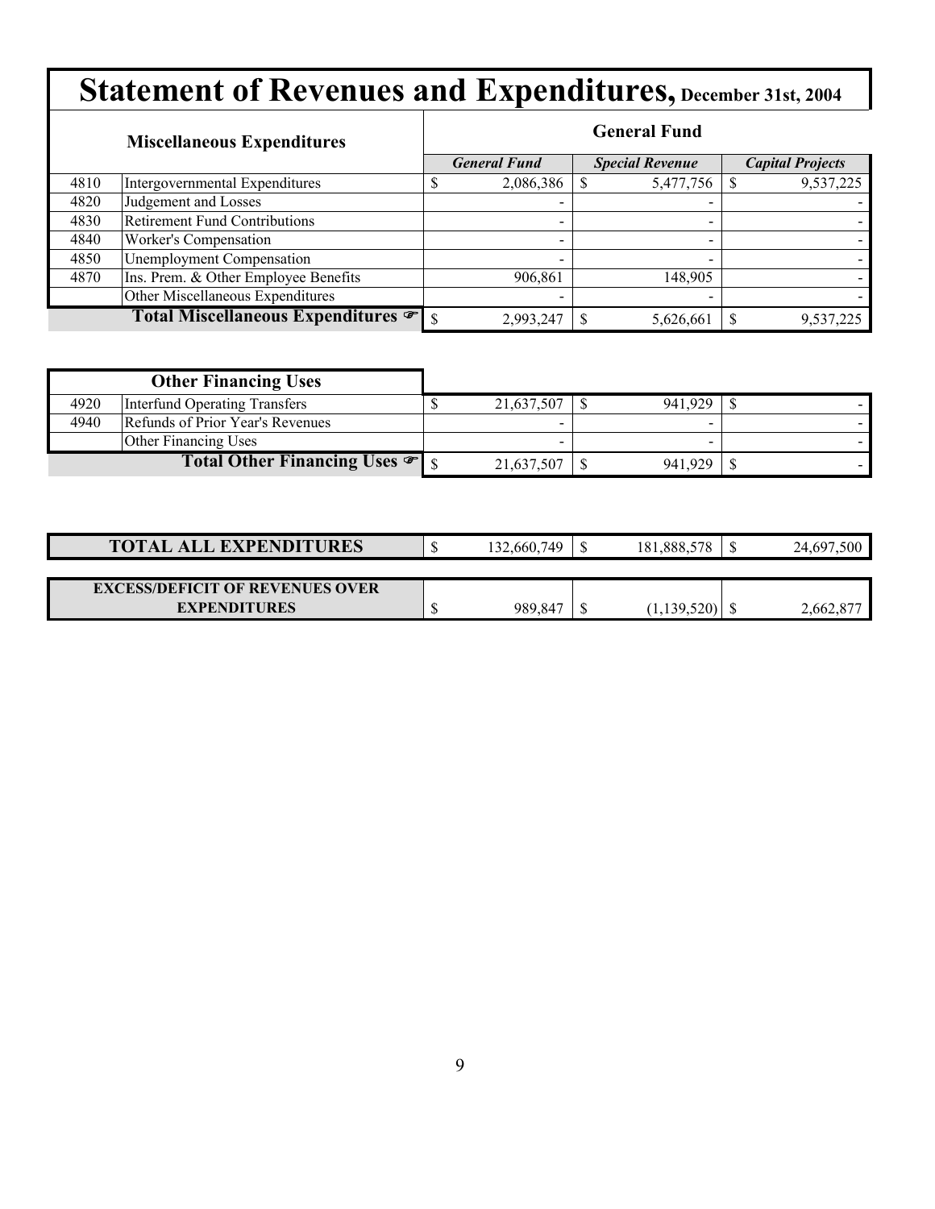# Statement of Revenues and Expenditures, December 31st, 2004

| | Miscellaneous Expenditures | General Fund | | |
|---|---|---|---|---|
| | | *General Fund* | *Special Revenue* | *Capital Projects* |
| 4810 | Intergovernmental Expenditures | $ 2,086,386 | $ 5,477,756 | $ 9,537,225 |
| 4820 | Judgement and Losses | - | - | - |
| 4830 | Retirement Fund Contributions | - | - | - |
| 4840 | Worker's Compensation | - | - | - |
| 4850 | Unemployment Compensation | - | - | - |
| 4870 | Ins. Prem. & Other Employee Benefits | 906,861 | 148,905 | - |
| | Other Miscellaneous Expenditures | - | - | - |
| | **Total Miscellaneous Expenditures** ☞ | $ 2,993,247 | $ 5,626,661 | $ 9,537,225 |

| | Other Financing Uses | General Fund | Special Revenue | Capital Projects |
|---|---|---|---|---|
| 4920 | Interfund Operating Transfers | $ 21,637,507 | $ 941,929 | $ - |
| 4940 | Refunds of Prior Year's Revenues | - | - | - |
| | Other Financing Uses | - | - | - |
| | **Total Other Financing Uses** ☞ | $ 21,637,507 | $ 941,929 | $ - |

| | General Fund | Special Revenue | Capital Projects |
|---|---|---|---|
| **TOTAL ALL EXPENDITURES** | $ 132,660,749 | $ 181,888,578 | $ 24,697,500 |
| **EXCESS/DEFICIT OF REVENUES OVER EXPENDITURES** | $ 989,847 | $ (1,139,520) | $ 2,662,877 |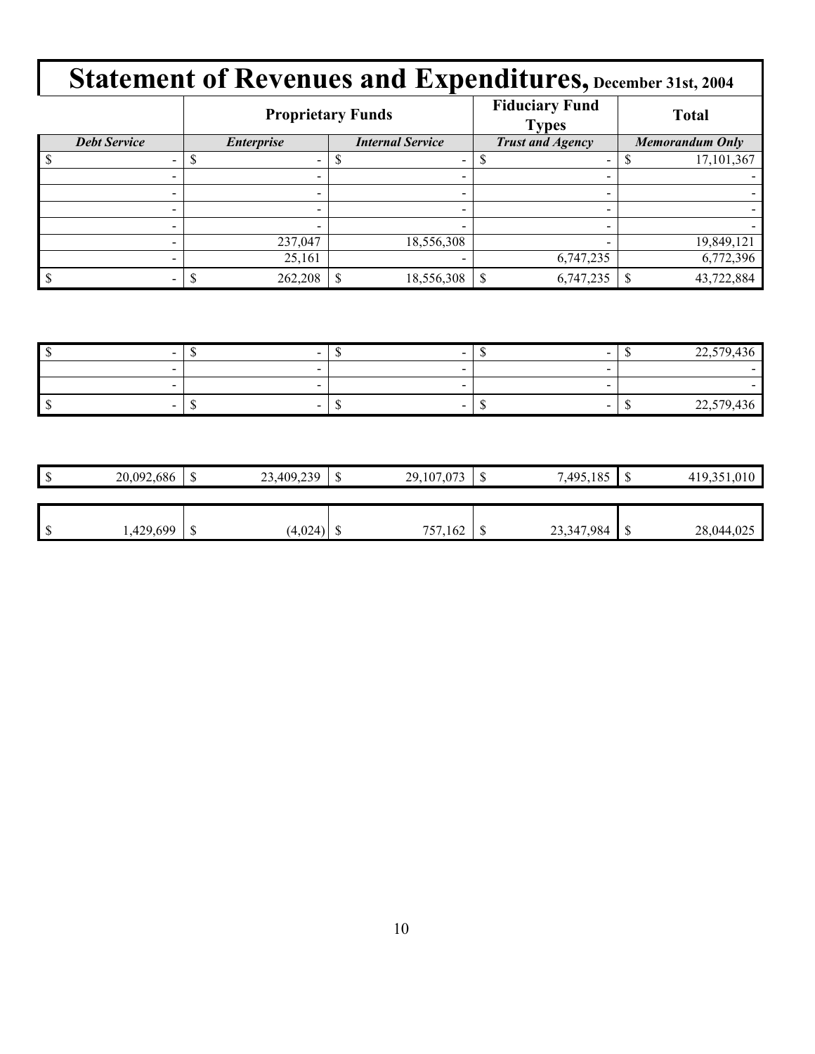# Statement of Revenues and Expenditures, December 31st, 2004

| | Proprietary Funds | | Fiduciary Fund Types | Total |
|---|---|---|---|---|
| *Debt Service* | *Enterprise* | *Internal Service* | *Trust and Agency* | *Memorandum Only* |
| $ - | $ - | $ - | $ - | $ 17,101,367 |
| - | - | - | - | - |
| - | - | - | - | - |
| - | - | - | - | - |
| - | - | - | - | - |
| - | 237,047 | 18,556,308 | - | 19,849,121 |
| - | 25,161 | - | 6,747,235 | 6,772,396 |
| $ - | $ 262,208 | $ 18,556,308 | $ 6,747,235 | $ 43,722,884 |

| | | | | |
|---|---|---|---|---|
| $ - | $ - | $ - | $ - | $ 22,579,436 |
| - | - | - | - | - |
| - | - | - | - | - |
| $ - | $ - | $ - | $ - | $ 22,579,436 |

| | | | | |
|---|---|---|---|---|
| $ 20,092,686 | $ 23,409,239 | $ 29,107,073 | $ 7,495,185 | $ 419,351,010 |

| | | | | |
|---|---|---|---|---|
| $ 1,429,699 | $ (4,024) | $ 757,162 | $ 23,347,984 | $ 28,044,025 |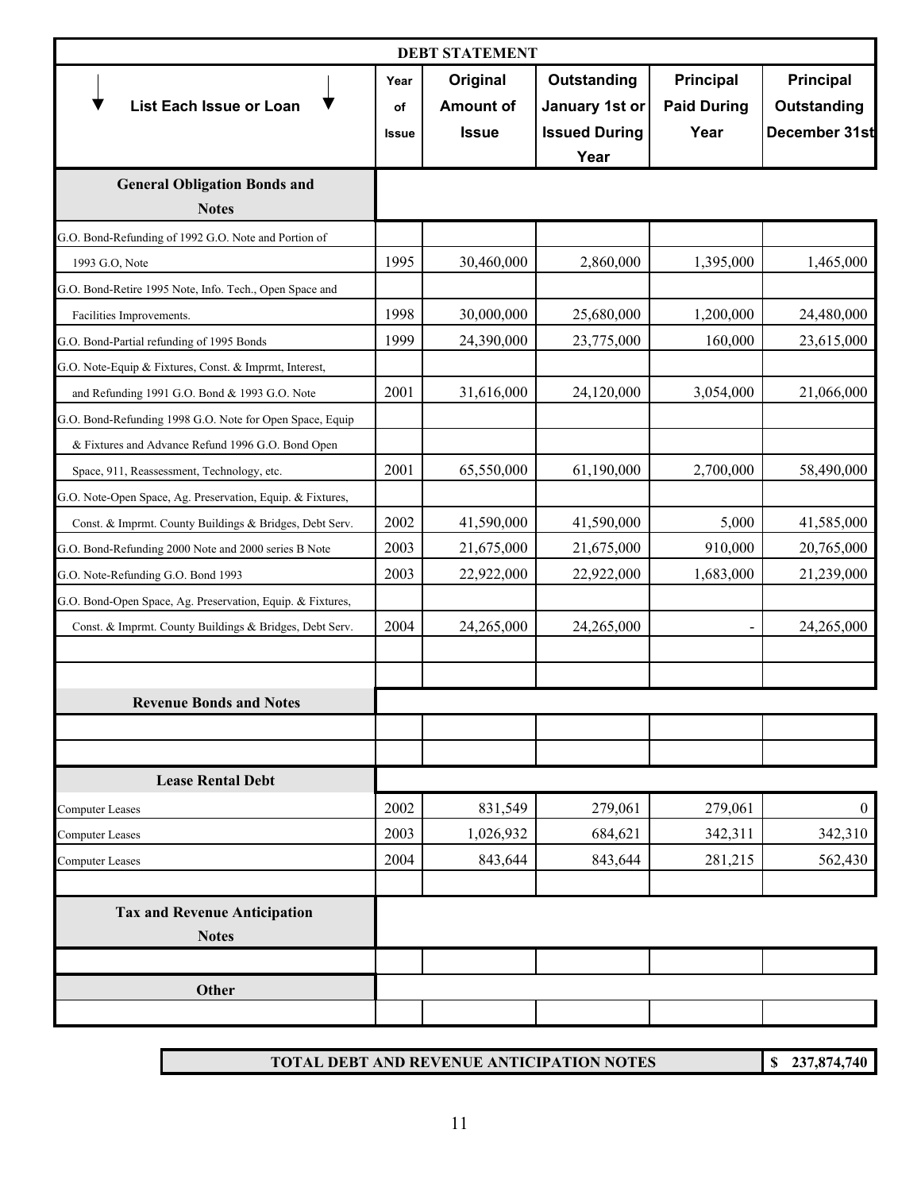## DEBT STATEMENT

| List Each Issue or Loan | Year of Issue | Original Amount of Issue | Outstanding January 1st or Issued During Year | Principal Paid During Year | Principal Outstanding December 31st |
|---|---|---|---|---|---|
| **General Obligation Bonds and Notes** | | | | | |
| G.O. Bond-Refunding of 1992 G.O. Note and Portion of 1993 G.O, Note | 1995 | 30,460,000 | 2,860,000 | 1,395,000 | 1,465,000 |
| G.O. Bond-Retire 1995 Note, Info. Tech., Open Space and Facilities Improvements. | 1998 | 30,000,000 | 25,680,000 | 1,200,000 | 24,480,000 |
| G.O. Bond-Partial refunding of 1995 Bonds | 1999 | 24,390,000 | 23,775,000 | 160,000 | 23,615,000 |
| G.O. Note-Equip & Fixtures, Const. & Imprmt, Interest, and Refunding 1991 G.O. Bond & 1993 G.O. Note | 2001 | 31,616,000 | 24,120,000 | 3,054,000 | 21,066,000 |
| G.O. Bond-Refunding 1998 G.O. Note for Open Space, Equip & Fixtures and Advance Refund 1996 G.O. Bond Open Space, 911, Reassessment, Technology, etc. | 2001 | 65,550,000 | 61,190,000 | 2,700,000 | 58,490,000 |
| G.O. Note-Open Space, Ag. Preservation, Equip. & Fixtures, Const. & Imprmt. County Buildings & Bridges, Debt Serv. | 2002 | 41,590,000 | 41,590,000 | 5,000 | 41,585,000 |
| G.O. Bond-Refunding 2000 Note and 2000 series B Note | 2003 | 21,675,000 | 21,675,000 | 910,000 | 20,765,000 |
| G.O. Note-Refunding G.O. Bond 1993 | 2003 | 22,922,000 | 22,922,000 | 1,683,000 | 21,239,000 |
| G.O. Bond-Open Space, Ag. Preservation, Equip. & Fixtures, Const. & Imprmt. County Buildings & Bridges, Debt Serv. | 2004 | 24,265,000 | 24,265,000 | - | 24,265,000 |
| **Revenue Bonds and Notes** | | | | | |
| **Lease Rental Debt** | | | | | |
| Computer Leases | 2002 | 831,549 | 279,061 | 279,061 | 0 |
| Computer Leases | 2003 | 1,026,932 | 684,621 | 342,311 | 342,310 |
| Computer Leases | 2004 | 843,644 | 843,644 | 281,215 | 562,430 |
| **Tax and Revenue Anticipation Notes** | | | | | |
| **Other** | | | | | |

| TOTAL DEBT AND REVENUE ANTICIPATION NOTES | $ 237,874,740 |
|---|---|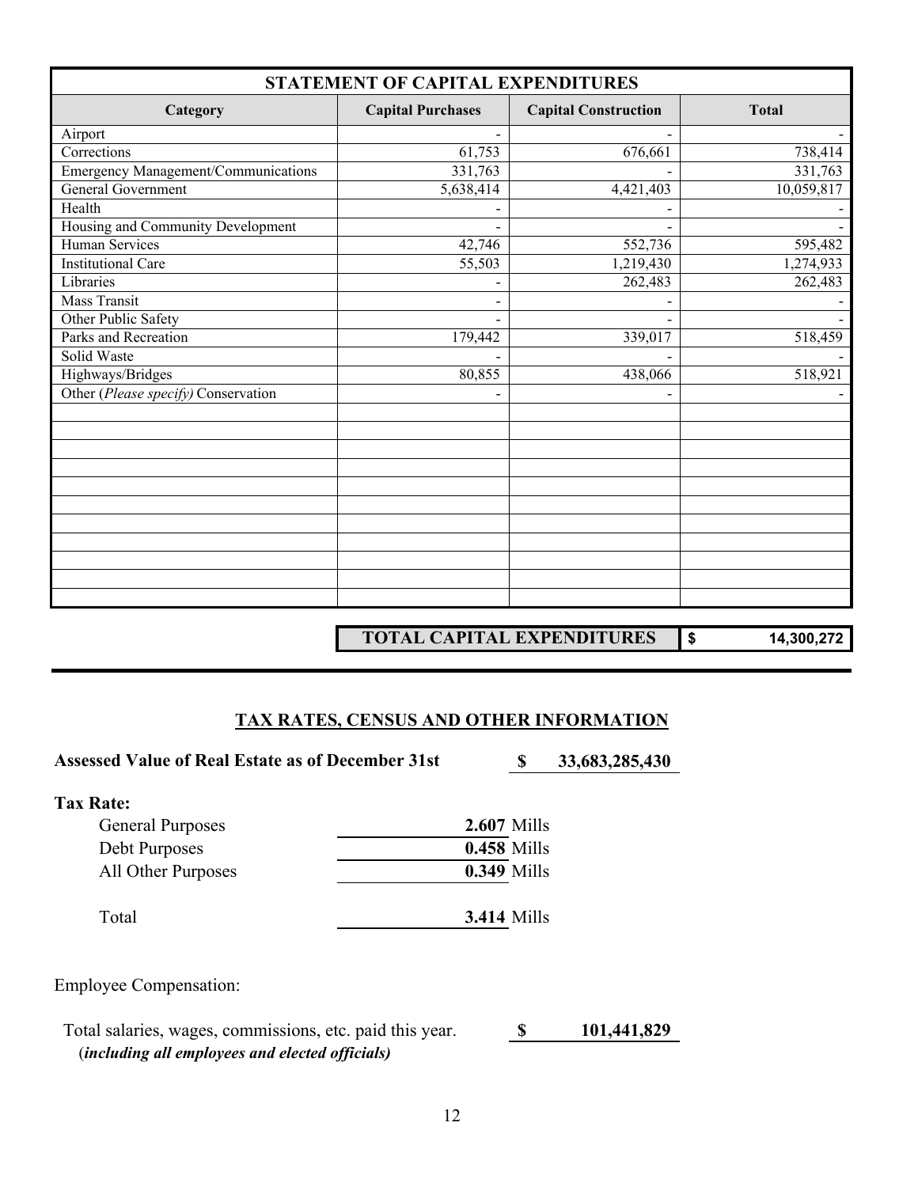## STATEMENT OF CAPITAL EXPENDITURES

| Category | Capital Purchases | Capital Construction | Total |
|---|---|---|---|
| Airport | - | - | - |
| Corrections | 61,753 | 676,661 | 738,414 |
| Emergency Management/Communications | 331,763 | - | 331,763 |
| General Government | 5,638,414 | 4,421,403 | 10,059,817 |
| Health | - | - | - |
| Housing and Community Development | - | - | - |
| Human Services | 42,746 | 552,736 | 595,482 |
| Institutional Care | 55,503 | 1,219,430 | 1,274,933 |
| Libraries | - | 262,483 | 262,483 |
| Mass Transit | - | - | - |
| Other Public Safety | - | - | - |
| Parks and Recreation | 179,442 | 339,017 | 518,459 |
| Solid Waste | - | - | - |
| Highways/Bridges | 80,855 | 438,066 | 518,921 |
| Other (*Please specify)* Conservation | - | - | - |

**TOTAL CAPITAL EXPENDITURES** **$ 14,300,272**

## TAX RATES, CENSUS AND OTHER INFORMATION

**Assessed Value of Real Estate as of December 31st** **$ 33,683,285,430**

**Tax Rate:**

| | |
|---|---|
| General Purposes | **2.607** Mills |
| Debt Purposes | **0.458** Mills |
| All Other Purposes | **0.349** Mills |
| Total | **3.414** Mills |

Employee Compensation:

Total salaries, wages, commissions, etc. paid this year. **$ 101,441,829**
(***including all employees and elected officials)***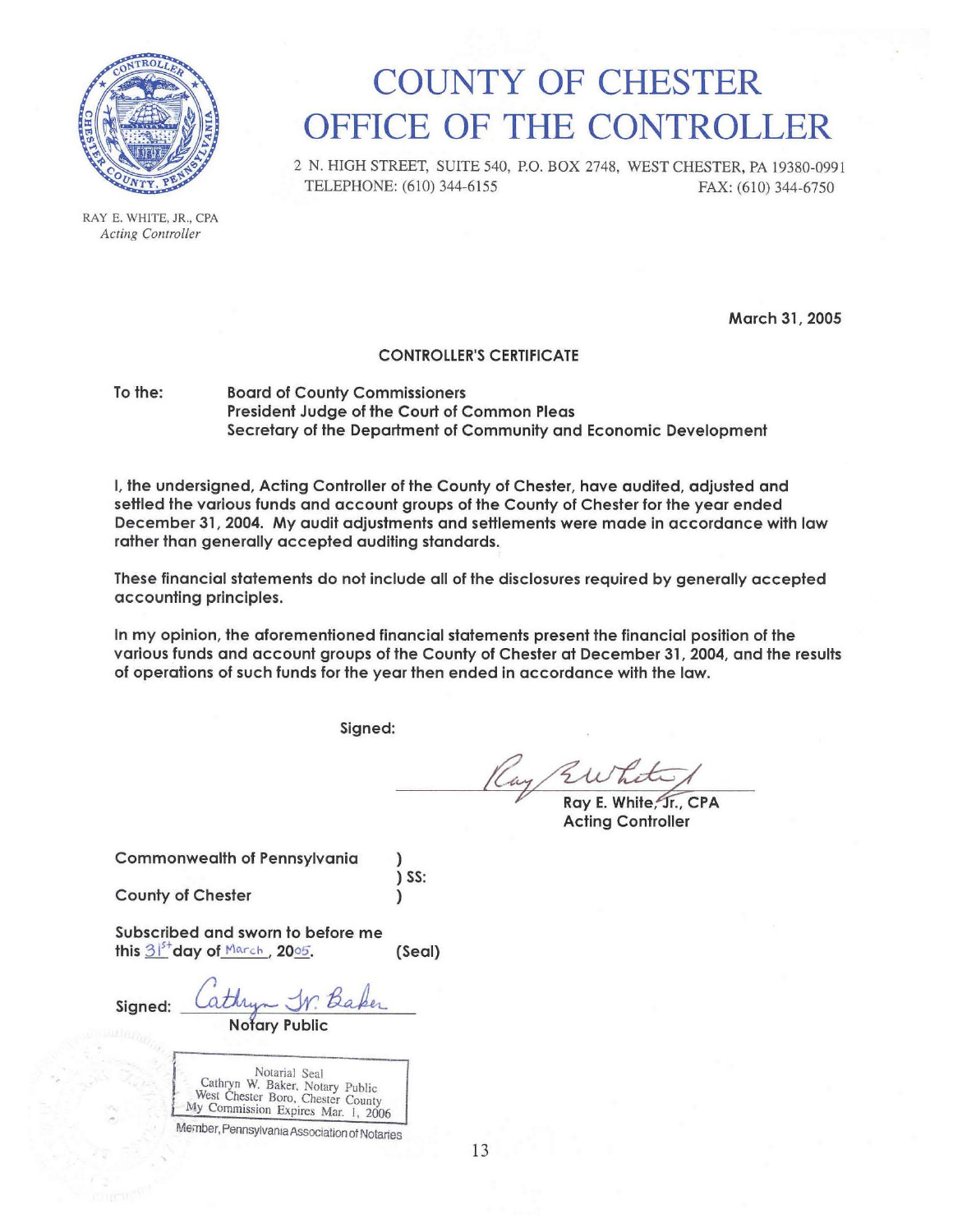RAY E. WHITE, JR., CPA
*Acting Controller*

# COUNTY OF CHESTER
# OFFICE OF THE CONTROLLER

2 N. HIGH STREET, SUITE 540, P.O. BOX 2748, WEST CHESTER, PA 19380-0991
TELEPHONE: (610) 344-6155 FAX: (610) 344-6750

March 31, 2005

## CONTROLLER'S CERTIFICATE

To the: Board of County Commissioners
President Judge of the Court of Common Pleas
Secretary of the Department of Community and Economic Development

I, the undersigned, Acting Controller of the County of Chester, have audited, adjusted and settled the various funds and account groups of the County of Chester for the year ended December 31, 2004. My audit adjustments and settlements were made in accordance with law rather than generally accepted auditing standards.

These financial statements do not include all of the disclosures required by generally accepted accounting principles.

In my opinion, the aforementioned financial statements present the financial position of the various funds and account groups of the County of Chester at December 31, 2004, and the results of operations of such funds for the year then ended in accordance with the law.

Signed:

Ray E. White, Jr., CPA
Acting Controller

Commonwealth of Pennsylvania )
) SS:
County of Chester )

Subscribed and sworn to before me
this 31st day of March, 2005. (Seal)

Signed: Cathryn W. Baker
Notary Public

Notarial Seal
Cathryn W. Baker, Notary Public
West Chester Boro, Chester County
My Commission Expires Mar. 1, 2006
Member, Pennsylvania Association of Notaries